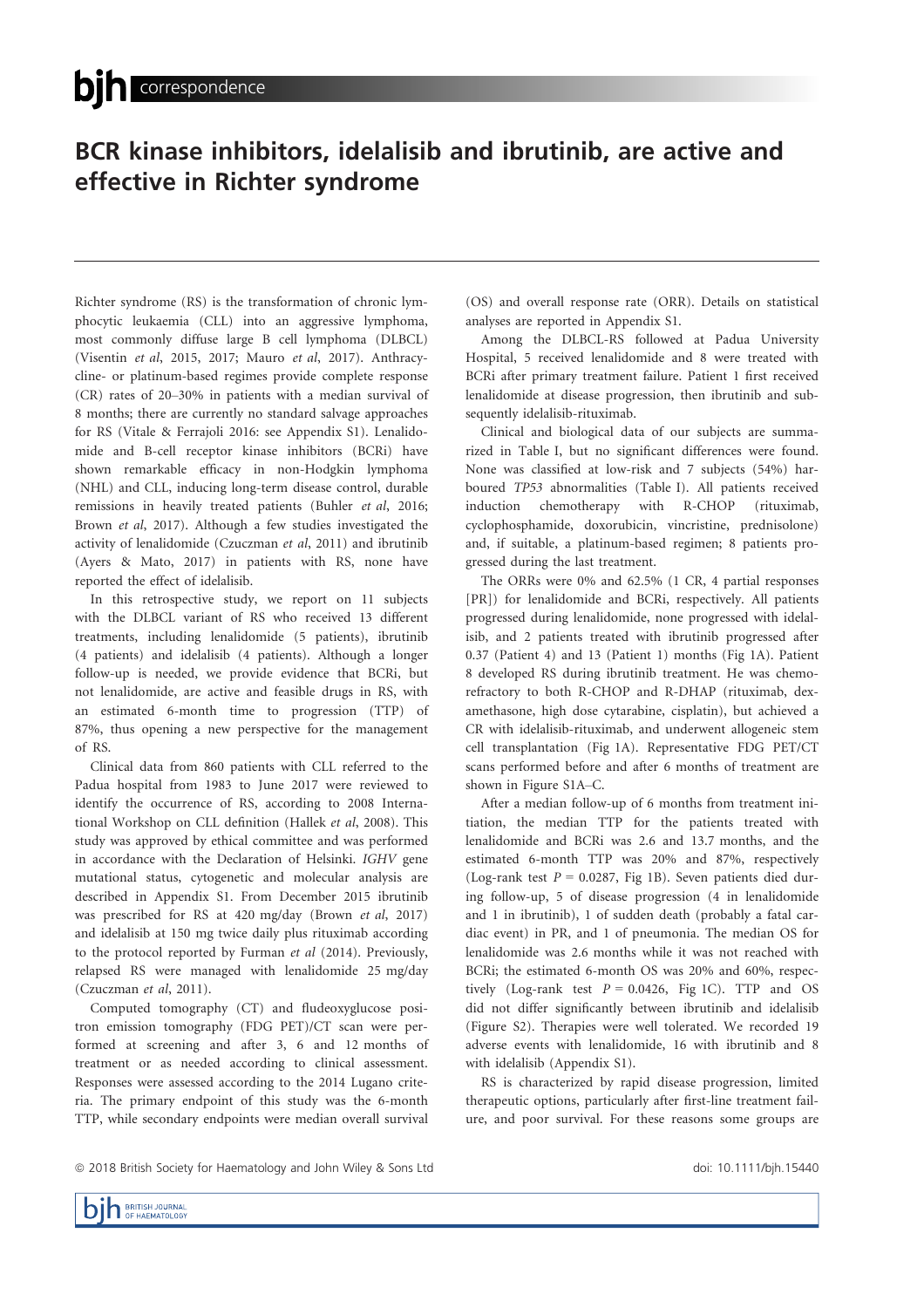# BCR kinase inhibitors, idelalisib and ibrutinib, are active and effective in Richter syndrome

Richter syndrome (RS) is the transformation of chronic lymphocytic leukaemia (CLL) into an aggressive lymphoma, most commonly diffuse large B cell lymphoma (DLBCL) (Visentin *et al*, 2015, 2017; Mauro *et al*, 2017). Anthracycline- or platinum-based regimes provide complete response (CR) rates of 20–30% in patients with a median survival of 8 months; there are currently no standard salvage approaches for RS (Vitale & Ferrajoli 2016: see Appendix S1). Lenalidomide and B-cell receptor kinase inhibitors (BCRi) have shown remarkable efficacy in non-Hodgkin lymphoma (NHL) and CLL, inducing long-term disease control, durable remissions in heavily treated patients (Buhler *et al*, 2016; Brown *et al*, 2017). Although a few studies investigated the activity of lenalidomide (Czuczman *et al*, 2011) and ibrutinib (Ayers & Mato, 2017) in patients with RS, none have reported the effect of idelalisib.

In this retrospective study, we report on 11 subjects with the DLBCL variant of RS who received 13 different treatments, including lenalidomide (5 patients), ibrutinib (4 patients) and idelalisib (4 patients). Although a longer follow-up is needed, we provide evidence that BCRi, but not lenalidomide, are active and feasible drugs in RS, with an estimated 6-month time to progression (TTP) of 87%, thus opening a new perspective for the management of RS.

Clinical data from 860 patients with CLL referred to the Padua hospital from 1983 to June 2017 were reviewed to identify the occurrence of RS, according to 2008 International Workshop on CLL definition (Hallek *et al*, 2008). This study was approved by ethical committee and was performed in accordance with the Declaration of Helsinki. *IGHV* gene mutational status, cytogenetic and molecular analysis are described in Appendix S1. From December 2015 ibrutinib was prescribed for RS at 420 mg/day (Brown *et al*, 2017) and idelalisib at 150 mg twice daily plus rituximab according to the protocol reported by Furman *et al* (2014). Previously, relapsed RS were managed with lenalidomide 25 mg/day (Czuczman *et al*, 2011).

Computed tomography (CT) and fludeoxyglucose positron emission tomography (FDG PET)/CT scan were performed at screening and after 3, 6 and 12 months of treatment or as needed according to clinical assessment. Responses were assessed according to the 2014 Lugano criteria. The primary endpoint of this study was the 6-month TTP, while secondary endpoints were median overall survival (OS) and overall response rate (ORR). Details on statistical analyses are reported in Appendix S1.

Among the DLBCL-RS followed at Padua University Hospital, 5 received lenalidomide and 8 were treated with BCRi after primary treatment failure. Patient 1 first received lenalidomide at disease progression, then ibrutinib and subsequently idelalisib-rituximab.

Clinical and biological data of our subjects are summarized in Table I, but no significant differences were found. None was classified at low-risk and 7 subjects (54%) harboured *TP53* abnormalities (Table I). All patients received induction chemotherapy with R-CHOP (rituximab, cyclophosphamide, doxorubicin, vincristine, prednisolone) and, if suitable, a platinum-based regimen; 8 patients progressed during the last treatment.

The ORRs were 0% and 62.5% (1 CR, 4 partial responses [PR]) for lenalidomide and BCRi, respectively. All patients progressed during lenalidomide, none progressed with idelalisib, and 2 patients treated with ibrutinib progressed after 0.37 (Patient 4) and 13 (Patient 1) months (Fig 1A). Patient 8 developed RS during ibrutinib treatment. He was chemorefractory to both R-CHOP and R-DHAP (rituximab, dexamethasone, high dose cytarabine, cisplatin), but achieved a CR with idelalisib-rituximab, and underwent allogeneic stem cell transplantation (Fig 1A). Representative FDG PET/CT scans performed before and after 6 months of treatment are shown in Figure S1A–C.

After a median follow-up of 6 months from treatment initiation, the median TTP for the patients treated with lenalidomide and BCRi was 2.6 and 13.7 months, and the estimated 6-month TTP was 20% and 87%, respectively (Log-rank test $P = 0.0287$, Fig 1B). Seven patients died during follow-up, 5 of disease progression (4 in lenalidomide and 1 in ibrutinib), 1 of sudden death (probably a fatal cardiac event) in PR, and 1 of pneumonia. The median OS for lenalidomide was 2.6 months while it was not reached with BCRi; the estimated 6-month OS was 20% and 60%, respectively (Log-rank test $P = 0.0426$, Fig 1C). TTP and OS did not differ significantly between ibrutinib and idelalisib (Figure S2). Therapies were well tolerated. We recorded 19 adverse events with lenalidomide, 16 with ibrutinib and 8 with idelalisib (Appendix S1).

RS is characterized by rapid disease progression, limited therapeutic options, particularly after first-line treatment failure, and poor survival. For these reasons some groups are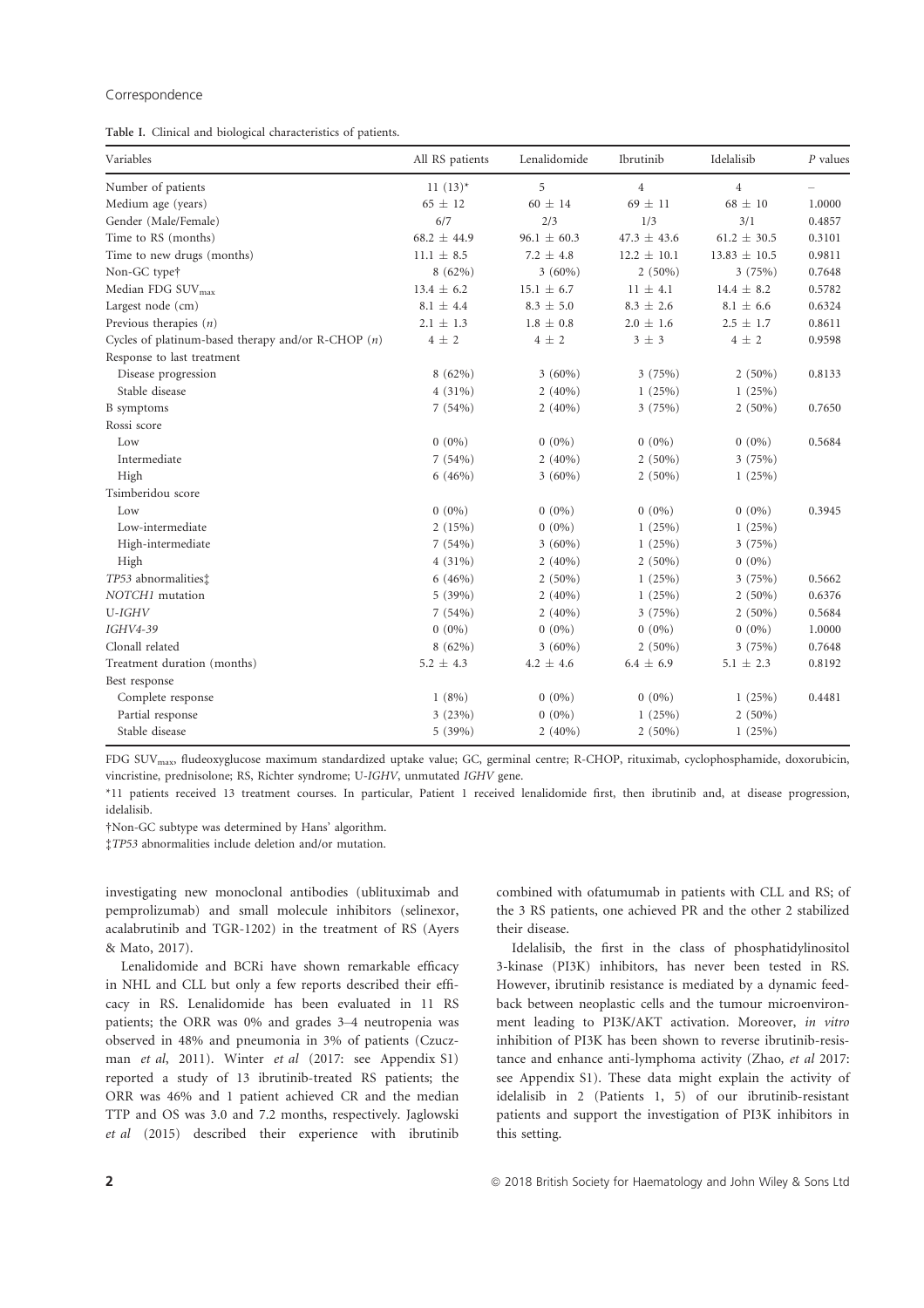Table I. Clinical and biological characteristics of patients.

| Variables | All RS patients | Lenalidomide | Ibrutinib | Idelalisib | P values |
|---|---|---|---|---|---|
| Number of patients | 11 (13)* | 5 | 4 | 4 | – |
| Medium age (years) | 65 ± 12 | 60 ± 14 | 69 ± 11 | 68 ± 10 | 1.0000 |
| Gender (Male/Female) | 6/7 | 2/3 | 1/3 | 3/1 | 0.4857 |
| Time to RS (months) | 68.2 ± 44.9 | 96.1 ± 60.3 | 47.3 ± 43.6 | 61.2 ± 30.5 | 0.3101 |
| Time to new drugs (months) | 11.1 ± 8.5 | 7.2 ± 4.8 | 12.2 ± 10.1 | 13.83 ± 10.5 | 0.9811 |
| Non-GC type† | 8 (62%) | 3 (60%) | 2 (50%) | 3 (75%) | 0.7648 |
| Median FDG $SUV_{max}$ | 13.4 ± 6.2 | 15.1 ± 6.7 | 11 ± 4.1 | 14.4 ± 8.2 | 0.5782 |
| Largest node (cm) | 8.1 ± 4.4 | 8.3 ± 5.0 | 8.3 ± 2.6 | 8.1 ± 6.6 | 0.6324 |
| Previous therapies (*n*) | 2.1 ± 1.3 | 1.8 ± 0.8 | 2.0 ± 1.6 | 2.5 ± 1.7 | 0.8611 |
| Cycles of platinum-based therapy and/or R-CHOP (*n*) | 4 ± 2 | 4 ± 2 | 3 ± 3 | 4 ± 2 | 0.9598 |
| Response to last treatment | | | | | |
| Disease progression | 8 (62%) | 3 (60%) | 3 (75%) | 2 (50%) | 0.8133 |
| Stable disease | 4 (31%) | 2 (40%) | 1 (25%) | 1 (25%) | |
| B symptoms | 7 (54%) | 2 (40%) | 3 (75%) | 2 (50%) | 0.7650 |
| Rossi score | | | | | |
| Low | 0 (0%) | 0 (0%) | 0 (0%) | 0 (0%) | 0.5684 |
| Intermediate | 7 (54%) | 2 (40%) | 2 (50%) | 3 (75%) | |
| High | 6 (46%) | 3 (60%) | 2 (50%) | 1 (25%) | |
| Tsimberidou score | | | | | |
| Low | 0 (0%) | 0 (0%) | 0 (0%) | 0 (0%) | 0.3945 |
| Low-intermediate | 2 (15%) | 0 (0%) | 1 (25%) | 1 (25%) | |
| High-intermediate | 7 (54%) | 3 (60%) | 1 (25%) | 3 (75%) | |
| High | 4 (31%) | 2 (40%) | 2 (50%) | 0 (0%) | |
| *TP53* abnormalities‡ | 6 (46%) | 2 (50%) | 1 (25%) | 3 (75%) | 0.5662 |
| *NOTCH1* mutation | 5 (39%) | 2 (40%) | 1 (25%) | 2 (50%) | 0.6376 |
| U-*IGHV* | 7 (54%) | 2 (40%) | 3 (75%) | 2 (50%) | 0.5684 |
| *IGHV4-39* | 0 (0%) | 0 (0%) | 0 (0%) | 0 (0%) | 1.0000 |
| Clonall related | 8 (62%) | 3 (60%) | 2 (50%) | 3 (75%) | 0.7648 |
| Treatment duration (months) | 5.2 ± 4.3 | 4.2 ± 4.6 | 6.4 ± 6.9 | 5.1 ± 2.3 | 0.8192 |
| Best response | | | | | |
| Complete response | 1 (8%) | 0 (0%) | 0 (0%) | 1 (25%) | 0.4481 |
| Partial response | 3 (23%) | 0 (0%) | 1 (25%) | 2 (50%) | |
| Stable disease | 5 (39%) | 2 (40%) | 2 (50%) | 1 (25%) | |

FDG $SUV_{max}$, fludeoxyglucose maximum standardized uptake value; GC, germinal centre; R-CHOP, rituximab, cyclophosphamide, doxorubicin, vincristine, prednisolone; RS, Richter syndrome; U-*IGHV*, unmutated *IGHV* gene.

*11 patients received 13 treatment courses. In particular, Patient 1 received lenalidomide first, then ibrutinib and, at disease progression, idelalisib.

†Non-GC subtype was determined by Hans' algorithm.

‡*TP53* abnormalities include deletion and/or mutation.

investigating new monoclonal antibodies (ublituximab and pemprolizumab) and small molecule inhibitors (selinexor, acalabrutinib and TGR-1202) in the treatment of RS (Ayers & Mato, 2017).

Lenalidomide and BCRi have shown remarkable efficacy in NHL and CLL but only a few reports described their efficacy in RS. Lenalidomide has been evaluated in 11 RS patients; the ORR was 0% and grades 3–4 neutropenia was observed in 48% and pneumonia in 3% of patients (Czuczman *et al*, 2011). Winter *et al* (2017: see Appendix S1) reported a study of 13 ibrutinib-treated RS patients; the ORR was 46% and 1 patient achieved CR and the median TTP and OS was 3.0 and 7.2 months, respectively. Jaglowski *et al* (2015) described their experience with ibrutinib combined with ofatumumab in patients with CLL and RS; of the 3 RS patients, one achieved PR and the other 2 stabilized their disease.

Idelalisib, the first in the class of phosphatidylinositol 3-kinase (PI3K) inhibitors, has never been tested in RS. However, ibrutinib resistance is mediated by a dynamic feedback between neoplastic cells and the tumour microenvironment leading to PI3K/AKT activation. Moreover, *in vitro* inhibition of PI3K has been shown to reverse ibrutinib-resistance and enhance anti-lymphoma activity (Zhao, *et al* 2017: see Appendix S1). These data might explain the activity of idelalisib in 2 (Patients 1, 5) of our ibrutinib-resistant patients and support the investigation of PI3K inhibitors in this setting.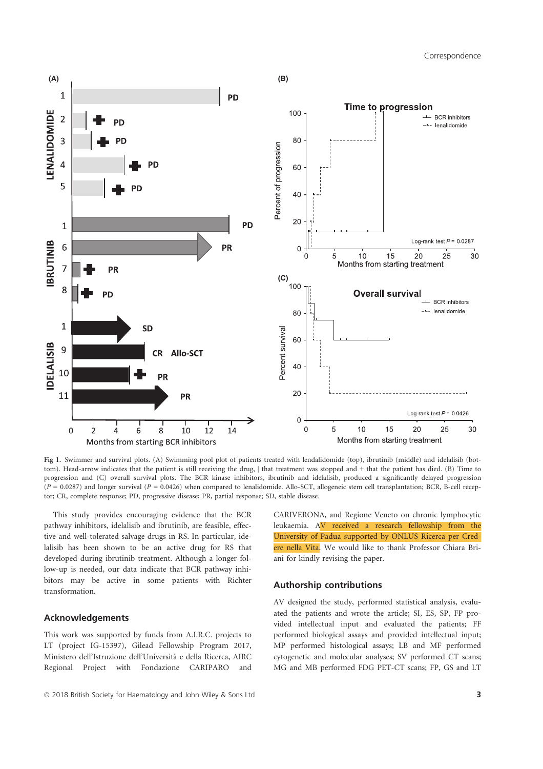(A)

LENALIDOMIDE

1 PD

2 PD

3 PD

4 PD

5 PD

IBRUTINIB

1 PD

6 PR

7 PR

8 PD

IDELALISIB

1 SD

9 CR Allo-SCT

10 PR

11 PR

0 2 4 6 8 10 12 14

Months from starting BCR inhibitors

(B)

Time to progression

BCR inhibitors

lenalidomide

Percent of progression

0 20 40 60 80 100

Log-rank test $P = 0.0287$

0 5 10 15 20 25 30

Months from starting treatment

(C)

Overall survival

BCR inhibitors

lenalidomide

Percent survival

0 20 40 60 80 100

Log-rank test $P = 0.0426$

0 5 10 15 20 25 30

Months from starting treatment

**Fig 1.** Swimmer and survival plots. (A) Swimming pool plot of patients treated with lendalidomide (top), ibrutinib (middle) and idelalisib (bottom). Head-arrow indicates that the patient is still receiving the drug, | that treatment was stopped and + that the patient has died. (B) Time to progression and (C) overall survival plots. The BCR kinase inhibitors, ibrutinib and idelalisib, produced a significantly delayed progression ($P = 0.0287$) and longer survival ($P = 0.0426$) when compared to lenalidomide. Allo-SCT, allogeneic stem cell transplantation; BCR, B-cell receptor; CR, complete response; PD, progressive disease; PR, partial response; SD, stable disease.

This study provides encouraging evidence that the BCR pathway inhibitors, idelalisib and ibrutinib, are feasible, effective and well-tolerated salvage drugs in RS. In particular, idelalisib has been shown to be an active drug for RS that developed during ibrutinib treatment. Although a longer follow-up is needed, our data indicate that BCR pathway inhibitors may be active in some patients with Richter transformation.

## Acknowledgements

This work was supported by funds from A.I.R.C. projects to LT (project IG-15397), Gilead Fellowship Program 2017, Ministero dell'Istruzione dell'Università e della Ricerca, AIRC Regional Project with Fondazione CARIPARO and CARIVERONA, and Regione Veneto on chronic lymphocytic leukaemia. AV received a research fellowship from the University of Padua supported by ONLUS Ricerca per Credere nella Vita. We would like to thank Professor Chiara Briani for kindly revising the paper.

## Authorship contributions

AV designed the study, performed statistical analysis, evaluated the patients and wrote the article; SI, ES, SP, FP provided intellectual input and evaluated the patients; FF performed biological assays and provided intellectual input; MP performed histological assays; LB and MF performed cytogenetic and molecular analyses; SV performed CT scans; MG and MB performed FDG PET-CT scans; FP, GS and LT

© 2018 British Society for Haematology and John Wiley & Sons Ltd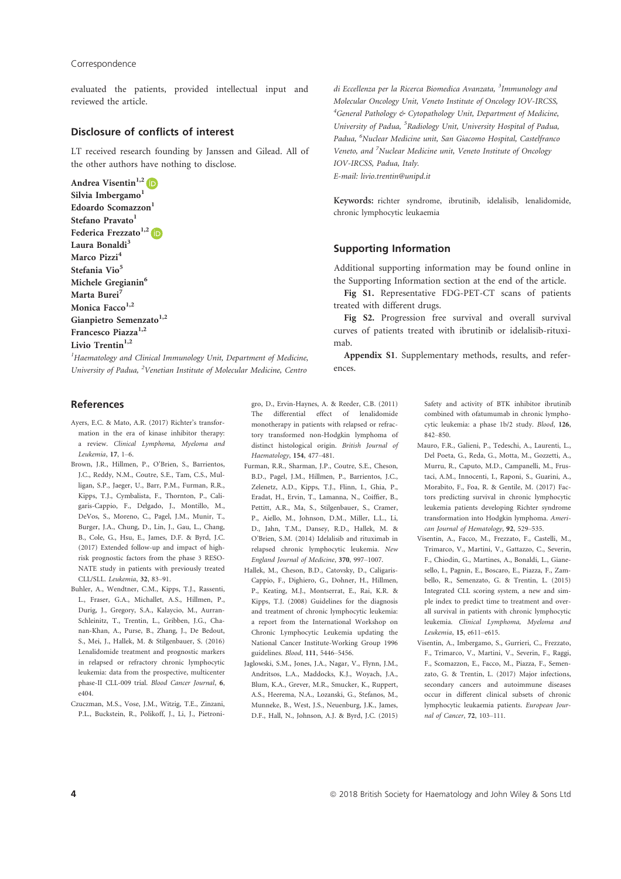evaluated the patients, provided intellectual input and reviewed the article.

## Disclosure of conflicts of interest

LT received research founding by Janssen and Gilead. All of the other authors have nothing to disclose.

**Andrea Visentin**[1,2]
**Silvia Imbergamo**[1]
**Edoardo Scomazzon**[1]
**Stefano Pravato**[1]
**Federica Frezzato**[1,2]
**Laura Bonaldi**[3]
**Marco Pizzi**[4]
**Stefania Vio**[5]
**Michele Gregianin**[6]
**Marta Burei**[7]
**Monica Facco**[1,2]
**Gianpietro Semenzato**[1,2]
**Francesco Piazza**[1,2]
**Livio Trentin**[1,2]

*[1]Haematology and Clinical Immunology Unit, Department of Medicine, University of Padua, [2]Venetian Institute of Molecular Medicine, Centro di Eccellenza per la Ricerca Biomedica Avanzata, [3]Immunology and Molecular Oncology Unit, Veneto Institute of Oncology IOV-IRCSS, [4]General Pathology & Cytopathology Unit, Department of Medicine, University of Padua, [5]Radiology Unit, University Hospital of Padua, Padua, [6]Nuclear Medicine unit, San Giacomo Hospital, Castelfranco Veneto, and [7]Nuclear Medicine unit, Veneto Institute of Oncology IOV-IRCSS, Padua, Italy.*
*E-mail: livio.trentin@unipd.it*

**Keywords:** richter syndrome, ibrutinib, idelalisib, lenalidomide, chronic lymphocytic leukaemia

## Supporting Information

Additional supporting information may be found online in the Supporting Information section at the end of the article.

**Fig S1.** Representative FDG-PET-CT scans of patients treated with different drugs.

**Fig S2.** Progression free survival and overall survival curves of patients treated with ibrutinib or idelalisib-rituximab.

**Appendix S1**. Supplementary methods, results, and references.

## References

Ayers, E.C. & Mato, A.R. (2017) Richter's transformation in the era of kinase inhibitor therapy: a review. *Clinical Lymphoma, Myeloma and Leukemia*, **17**, 1–6.

Brown, J.R., Hillmen, P., O'Brien, S., Barrientos, J.C., Reddy, N.M., Coutre, S.E., Tam, C.S., Mulligan, S.P., Jaeger, U., Barr, P.M., Furman, R.R., Kipps, T.J., Cymbalista, F., Thornton, P., Caligaris-Cappio, F., Delgado, J., Montillo, M., DeVos, S., Moreno, C., Pagel, J.M., Munir, T., Burger, J.A., Chung, D., Lin, J., Gau, L., Chang, B., Cole, G., Hsu, E., James, D.F. & Byrd, J.C. (2017) Extended follow-up and impact of high-risk prognostic factors from the phase 3 RESONATE study in patients with previously treated CLL/SLL. *Leukemia*, **32**, 83–91.

Buhler, A., Wendtner, C.M., Kipps, T.J., Rassenti, L., Fraser, G.A., Michallet, A.S., Hillmen, P., Durig, J., Gregory, S.A., Kalaycio, M., Aurran-Schleinitz, T., Trentin, L., Gribben, J.G., Chanan-Khan, A., Purse, B., Zhang, J., De Bedout, S., Mei, J., Hallek, M. & Stilgenbauer, S. (2016) Lenalidomide treatment and prognostic markers in relapsed or refractory chronic lymphocytic leukemia: data from the prospective, multicenter phase-II CLL-009 trial. *Blood Cancer Journal*, **6**, e404.

Czuczman, M.S., Vose, J.M., Witzig, T.E., Zinzani, P.L., Buckstein, R., Polikoff, J., Li, J., Pietronigro, D., Ervin-Haynes, A. & Reeder, C.B. (2011) The differential effect of lenalidomide monotherapy in patients with relapsed or refractory transformed non-Hodgkin lymphoma of distinct histological origin. *British Journal of Haematology*, **154**, 477–481.

Furman, R.R., Sharman, J.P., Coutre, S.E., Cheson, B.D., Pagel, J.M., Hillmen, P., Barrientos, J.C., Zelenetz, A.D., Kipps, T.J., Flinn, I., Ghia, P., Eradat, H., Ervin, T., Lamanna, N., Coiffier, B., Pettitt, A.R., Ma, S., Stilgenbauer, S., Cramer, P., Aiello, M., Johnson, D.M., Miller, L.L., Li, D., Jahn, T.M., Dansey, R.D., Hallek, M. & O'Brien, S.M. (2014) Idelalisib and rituximab in relapsed chronic lymphocytic leukemia. *New England Journal of Medicine*, **370**, 997–1007.

Hallek, M., Cheson, B.D., Catovsky, D., Caligaris-Cappio, F., Dighiero, G., Dohner, H., Hillmen, P., Keating, M.J., Montserrat, E., Rai, K.R. & Kipps, T.J. (2008) Guidelines for the diagnosis and treatment of chronic lymphocytic leukemia: a report from the International Workshop on Chronic Lymphocytic Leukemia updating the National Cancer Institute-Working Group 1996 guidelines. *Blood*, **111**, 5446–5456.

Jaglowski, S.M., Jones, J.A., Nagar, V., Flynn, J.M., Andritsos, L.A., Maddocks, K.J., Woyach, J.A., Blum, K.A., Grever, M.R., Smucker, K., Ruppert, A.S., Heerema, N.A., Lozanski, G., Stefanos, M., Munneke, B., West, J.S., Neuenburg, J.K., James, D.F., Hall, N., Johnson, A.J. & Byrd, J.C. (2015) Safety and activity of BTK inhibitor ibrutinib combined with ofatumumab in chronic lymphocytic leukemia: a phase 1b/2 study. *Blood*, **126**, 842–850.

Mauro, F.R., Galieni, P., Tedeschi, A., Laurenti, L., Del Poeta, G., Reda, G., Motta, M., Gozzetti, A., Murru, R., Caputo, M.D., Campanelli, M., Frustaci, A.M., Innocenti, I., Raponi, S., Guarini, A., Morabito, F., Foa, R. & Gentile, M. (2017) Factors predicting survival in chronic lymphocytic leukemia patients developing Richter syndrome transformation into Hodgkin lymphoma. *American Journal of Hematology*, **92**, 529–535.

Visentin, A., Facco, M., Frezzato, F., Castelli, M., Trimarco, V., Martini, V., Gattazzo, C., Severin, F., Chiodin, G., Martines, A., Bonaldi, L., Gianesello, I., Pagnin, E., Boscaro, E., Piazza, F., Zambello, R., Semenzato, G. & Trentin, L. (2015) Integrated CLL scoring system, a new and simple index to predict time to treatment and overall survival in patients with chronic lymphocytic leukemia. *Clinical Lymphoma, Myeloma and Leukemia*, **15**, e611–e615.

Visentin, A., Imbergamo, S., Gurrieri, C., Frezzato, F., Trimarco, V., Martini, V., Severin, F., Raggi, F., Scomazzon, E., Facco, M., Piazza, F., Semenzato, G. & Trentin, L. (2017) Major infections, secondary cancers and autoimmune diseases occur in different clinical subsets of chronic lymphocytic leukaemia patients. *European Journal of Cancer*, **72**, 103–111.